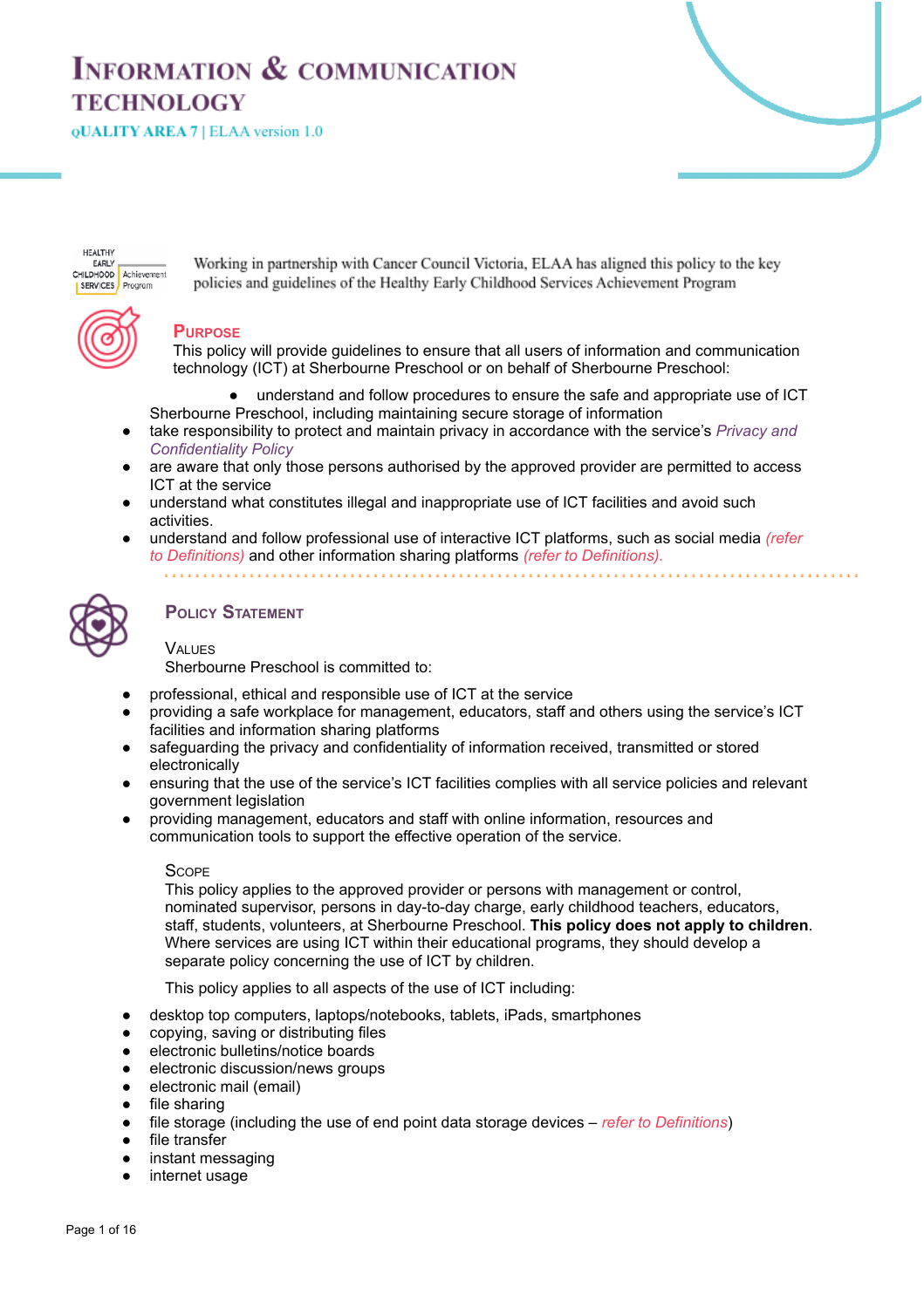# Information & communication technology

QUALITY AREA 7 | ELAA version 1.0

Working in partnership with Cancer Council Victoria, ELAA has aligned this policy to the key policies and guidelines of the Healthy Early Childhood Services Achievement Program

## Purpose

This policy will provide guidelines to ensure that all users of information and communication technology (ICT) at Sherbourne Preschool or on behalf of Sherbourne Preschool:

- understand and follow procedures to ensure the safe and appropriate use of ICT Sherbourne Preschool, including maintaining secure storage of information
- take responsibility to protect and maintain privacy in accordance with the service's *Privacy and Confidentiality Policy*
- are aware that only those persons authorised by the approved provider are permitted to access ICT at the service
- understand what constitutes illegal and inappropriate use of ICT facilities and avoid such activities.
- understand and follow professional use of interactive ICT platforms, such as social media *(refer to Definitions)* and other information sharing platforms *(refer to Definitions).*

## Policy Statement

### Values

Sherbourne Preschool is committed to:

- professional, ethical and responsible use of ICT at the service
- providing a safe workplace for management, educators, staff and others using the service's ICT facilities and information sharing platforms
- safeguarding the privacy and confidentiality of information received, transmitted or stored electronically
- ensuring that the use of the service's ICT facilities complies with all service policies and relevant government legislation
- providing management, educators and staff with online information, resources and communication tools to support the effective operation of the service.

### Scope

This policy applies to the approved provider or persons with management or control, nominated supervisor, persons in day-to-day charge, early childhood teachers, educators, staff, students, volunteers, at Sherbourne Preschool. **This policy does not apply to children**. Where services are using ICT within their educational programs, they should develop a separate policy concerning the use of ICT by children.

This policy applies to all aspects of the use of ICT including:

- desktop top computers, laptops/notebooks, tablets, iPads, smartphones
- copying, saving or distributing files
- electronic bulletins/notice boards
- electronic discussion/news groups
- electronic mail (email)
- file sharing
- file storage (including the use of end point data storage devices – *refer to Definitions*)
- file transfer
- instant messaging
- internet usage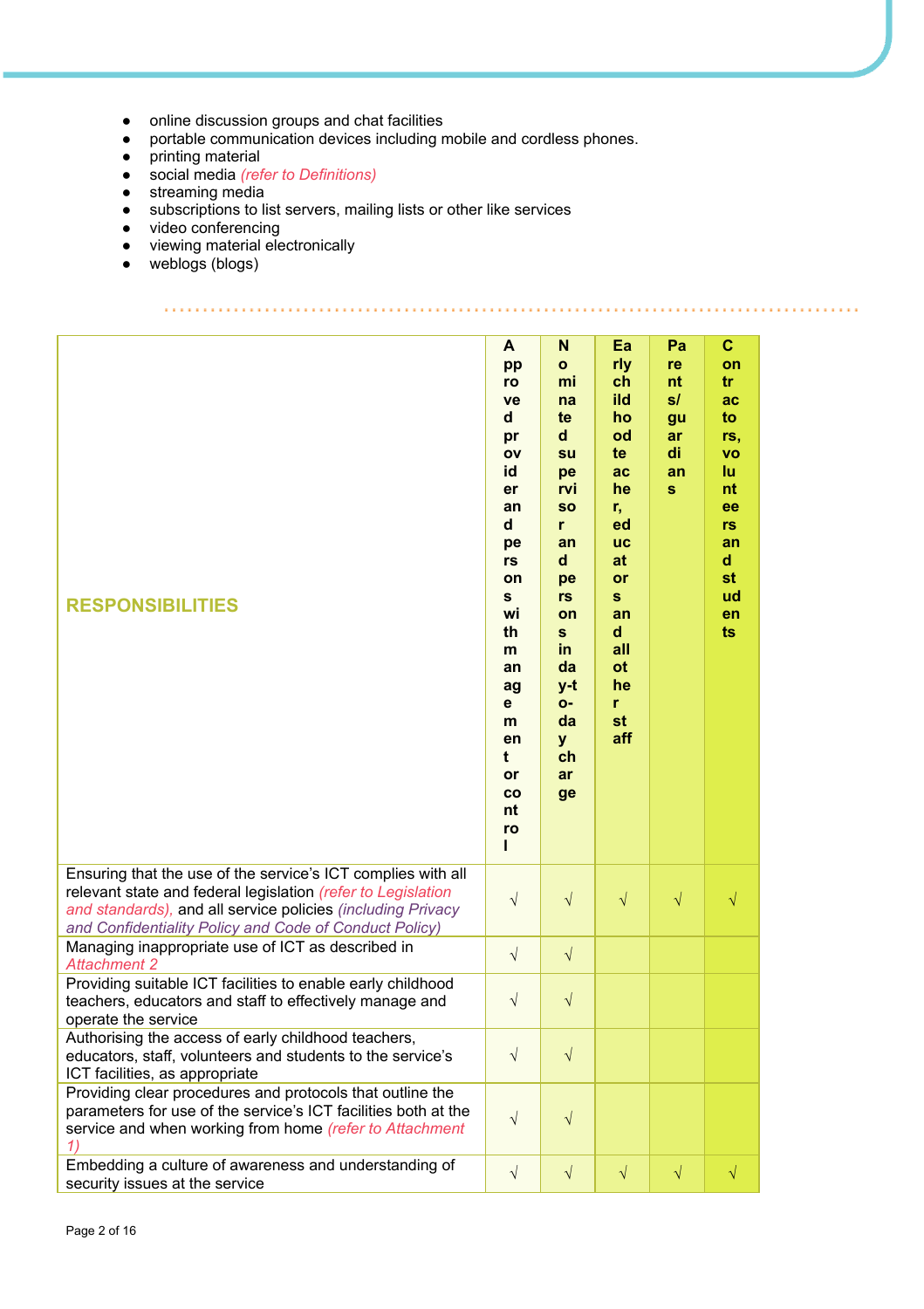- online discussion groups and chat facilities
- portable communication devices including mobile and cordless phones.
- printing material
- social media *(refer to Definitions)*
- streaming media
- subscriptions to list servers, mailing lists or other like services
- video conferencing
- viewing material electronically
- weblogs (blogs)

| RESPONSIBILITIES | Approved provider and persons with management or control | Nominated supervisor and persons in day-to-day charge | Early childhood teacher, educators and all other staff | Parents/guardians | Contractors, volunteers and students |
|---|---|---|---|---|---|
| Ensuring that the use of the service's ICT complies with all relevant state and federal legislation *(refer to Legislation and standards)*, and all service policies *(including Privacy and Confidentiality Policy and Code of Conduct Policy)* | √ | √ | √ | √ | √ |
| Managing inappropriate use of ICT as described in *Attachment 2* | √ | √ | | | |
| Providing suitable ICT facilities to enable early childhood teachers, educators and staff to effectively manage and operate the service | √ | √ | | | |
| Authorising the access of early childhood teachers, educators, staff, volunteers and students to the service's ICT facilities, as appropriate | √ | √ | | | |
| Providing clear procedures and protocols that outline the parameters for use of the service's ICT facilities both at the service and when working from home *(refer to Attachment 1)* | √ | √ | | | |
| Embedding a culture of awareness and understanding of security issues at the service | √ | √ | √ | √ | √ |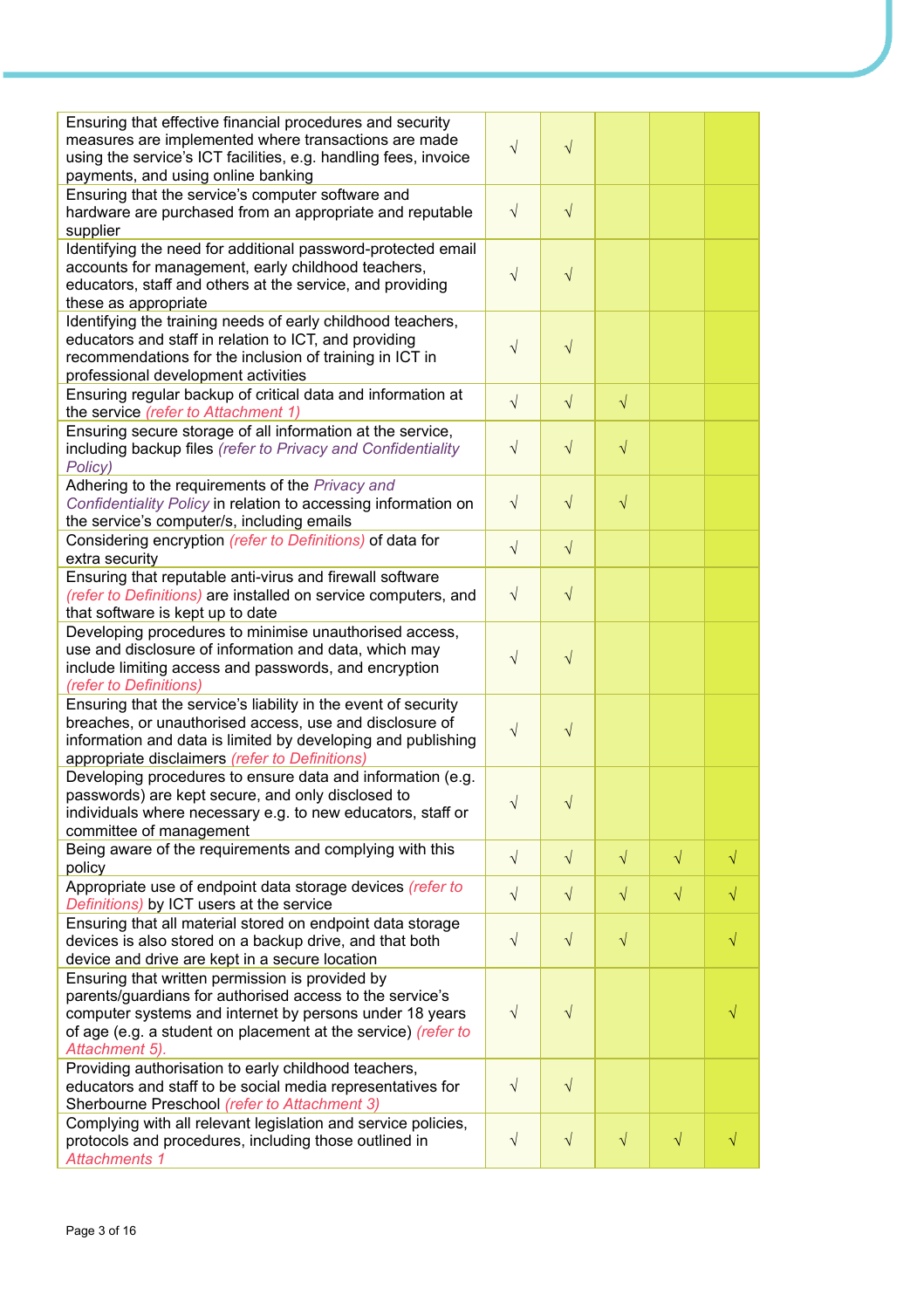| | | | | | |
|---|---|---|---|---|---|
| Ensuring that effective financial procedures and security measures are implemented where transactions are made using the service's ICT facilities, e.g. handling fees, invoice payments, and using online banking | √ | √ | | | |
| Ensuring that the service's computer software and hardware are purchased from an appropriate and reputable supplier | √ | √ | | | |
| Identifying the need for additional password-protected email accounts for management, early childhood teachers, educators, staff and others at the service, and providing these as appropriate | √ | √ | | | |
| Identifying the training needs of early childhood teachers, educators and staff in relation to ICT, and providing recommendations for the inclusion of training in ICT in professional development activities | √ | √ | | | |
| Ensuring regular backup of critical data and information at the service *(refer to Attachment 1)* | √ | √ | √ | | |
| Ensuring secure storage of all information at the service, including backup files *(refer to Privacy and Confidentiality Policy)* | √ | √ | √ | | |
| Adhering to the requirements of the *Privacy and Confidentiality Policy* in relation to accessing information on the service's computer/s, including emails | √ | √ | √ | | |
| Considering encryption *(refer to Definitions)* of data for extra security | √ | √ | | | |
| Ensuring that reputable anti-virus and firewall software *(refer to Definitions)* are installed on service computers, and that software is kept up to date | √ | √ | | | |
| Developing procedures to minimise unauthorised access, use and disclosure of information and data, which may include limiting access and passwords, and encryption *(refer to Definitions)* | √ | √ | | | |
| Ensuring that the service's liability in the event of security breaches, or unauthorised access, use and disclosure of information and data is limited by developing and publishing appropriate disclaimers *(refer to Definitions)* | √ | √ | | | |
| Developing procedures to ensure data and information (e.g. passwords) are kept secure, and only disclosed to individuals where necessary e.g. to new educators, staff or committee of management | √ | √ | | | |
| Being aware of the requirements and complying with this policy | √ | √ | √ | √ | √ |
| Appropriate use of endpoint data storage devices *(refer to Definitions)* by ICT users at the service | √ | √ | √ | √ | √ |
| Ensuring that all material stored on endpoint data storage devices is also stored on a backup drive, and that both device and drive are kept in a secure location | √ | √ | √ | | √ |
| Ensuring that written permission is provided by parents/guardians for authorised access to the service's computer systems and internet by persons under 18 years of age (e.g. a student on placement at the service) *(refer to Attachment 5).* | √ | √ | | | √ |
| Providing authorisation to early childhood teachers, educators and staff to be social media representatives for Sherbourne Preschool *(refer to Attachment 3)* | √ | √ | | | |
| Complying with all relevant legislation and service policies, protocols and procedures, including those outlined in *Attachments 1* | √ | √ | √ | √ | √ |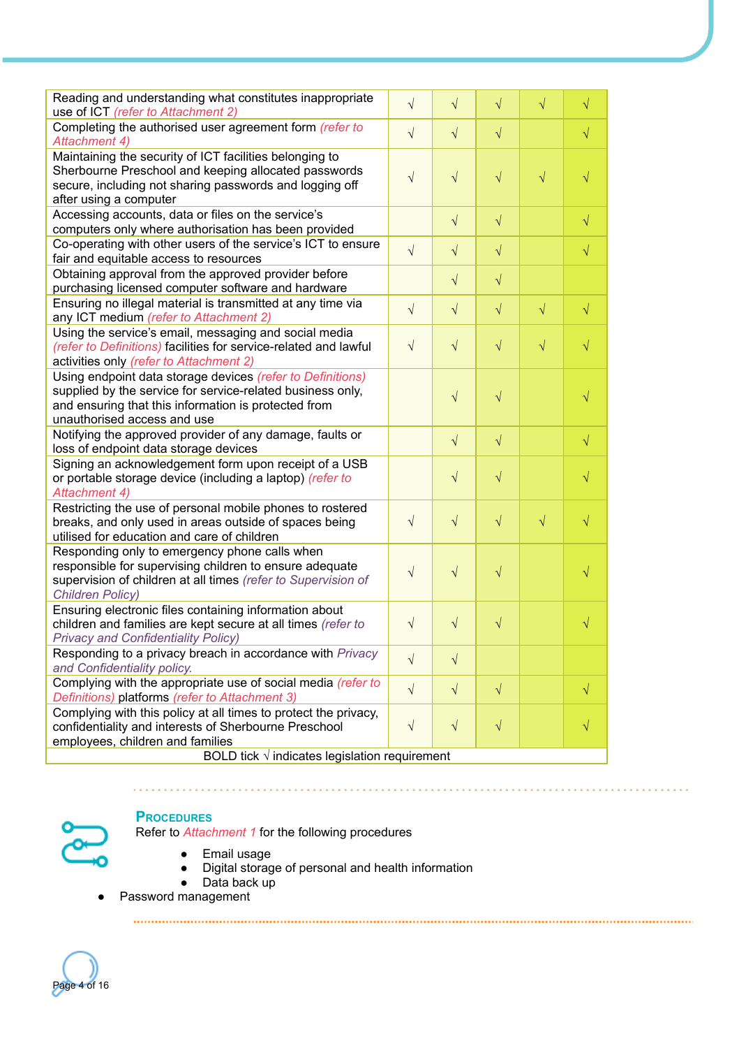| | | | | | |
|---|---|---|---|---|---|
| Reading and understanding what constitutes inappropriate use of ICT *(refer to Attachment 2)* | √ | √ | √ | √ | √ |
| Completing the authorised user agreement form *(refer to Attachment 4)* | √ | √ | √ | | √ |
| Maintaining the security of ICT facilities belonging to Sherbourne Preschool and keeping allocated passwords secure, including not sharing passwords and logging off after using a computer | √ | √ | √ | √ | √ |
| Accessing accounts, data or files on the service's computers only where authorisation has been provided | | √ | √ | | √ |
| Co-operating with other users of the service's ICT to ensure fair and equitable access to resources | √ | √ | √ | | √ |
| Obtaining approval from the approved provider before purchasing licensed computer software and hardware | | √ | √ | | |
| Ensuring no illegal material is transmitted at any time via any ICT medium *(refer to Attachment 2)* | √ | √ | √ | √ | √ |
| Using the service's email, messaging and social media *(refer to Definitions)* facilities for service-related and lawful activities only *(refer to Attachment 2)* | √ | √ | √ | √ | √ |
| Using endpoint data storage devices *(refer to Definitions)* supplied by the service for service-related business only, and ensuring that this information is protected from unauthorised access and use | | √ | √ | | √ |
| Notifying the approved provider of any damage, faults or loss of endpoint data storage devices | | √ | √ | | √ |
| Signing an acknowledgement form upon receipt of a USB or portable storage device (including a laptop) *(refer to Attachment 4)* | | √ | √ | | √ |
| Restricting the use of personal mobile phones to rostered breaks, and only used in areas outside of spaces being utilised for education and care of children | √ | √ | √ | √ | √ |
| Responding only to emergency phone calls when responsible for supervising children to ensure adequate supervision of children at all times *(refer to Supervision of Children Policy)* | √ | √ | √ | | √ |
| Ensuring electronic files containing information about children and families are kept secure at all times *(refer to Privacy and Confidentiality Policy)* | √ | √ | √ | | √ |
| Responding to a privacy breach in accordance with *Privacy and Confidentiality policy.* | √ | √ | | | |
| Complying with the appropriate use of social media *(refer to Definitions)* platforms *(refer to Attachment 3)* | √ | √ | √ | | √ |
| Complying with this policy at all times to protect the privacy, confidentiality and interests of Sherbourne Preschool employees, children and families | √ | √ | √ | | √ |
| BOLD tick √ indicates legislation requirement | | | | | |

## Procedures

Refer to *Attachment 1* for the following procedures

- Email usage
- Digital storage of personal and health information
- Data back up
- Password management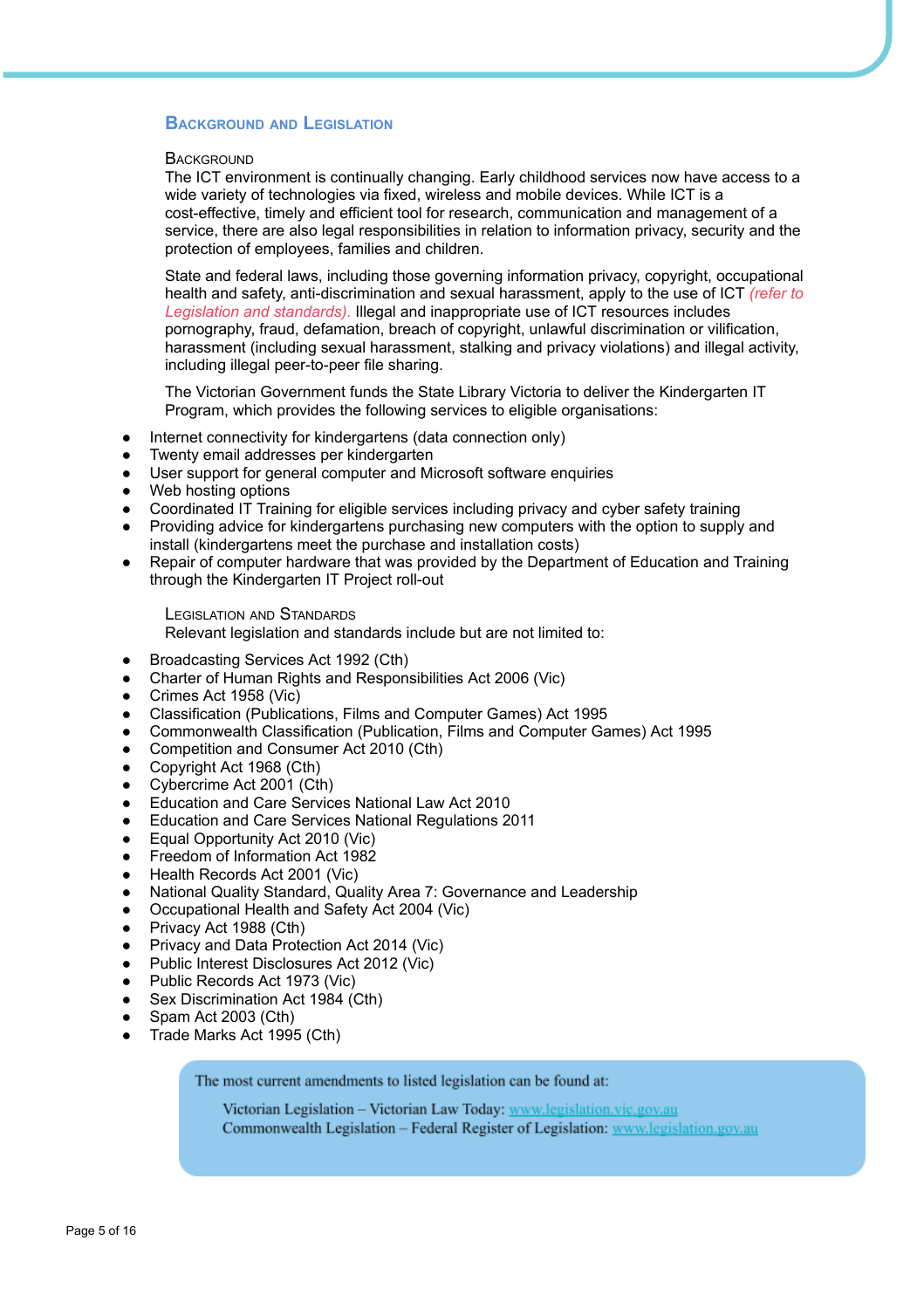## Background and Legislation

### Background

The ICT environment is continually changing. Early childhood services now have access to a wide variety of technologies via fixed, wireless and mobile devices. While ICT is a cost-effective, timely and efficient tool for research, communication and management of a service, there are also legal responsibilities in relation to information privacy, security and the protection of employees, families and children.

State and federal laws, including those governing information privacy, copyright, occupational health and safety, anti-discrimination and sexual harassment, apply to the use of ICT *(refer to Legislation and standards)*. Illegal and inappropriate use of ICT resources includes pornography, fraud, defamation, breach of copyright, unlawful discrimination or vilification, harassment (including sexual harassment, stalking and privacy violations) and illegal activity, including illegal peer-to-peer file sharing.

The Victorian Government funds the State Library Victoria to deliver the Kindergarten IT Program, which provides the following services to eligible organisations:

- Internet connectivity for kindergartens (data connection only)
- Twenty email addresses per kindergarten
- User support for general computer and Microsoft software enquiries
- Web hosting options
- Coordinated IT Training for eligible services including privacy and cyber safety training
- Providing advice for kindergartens purchasing new computers with the option to supply and install (kindergartens meet the purchase and installation costs)
- Repair of computer hardware that was provided by the Department of Education and Training through the Kindergarten IT Project roll-out

### Legislation and Standards

Relevant legislation and standards include but are not limited to:

- Broadcasting Services Act 1992 (Cth)
- Charter of Human Rights and Responsibilities Act 2006 (Vic)
- Crimes Act 1958 (Vic)
- Classification (Publications, Films and Computer Games) Act 1995
- Commonwealth Classification (Publication, Films and Computer Games) Act 1995
- Competition and Consumer Act 2010 (Cth)
- Copyright Act 1968 (Cth)
- Cybercrime Act 2001 (Cth)
- Education and Care Services National Law Act 2010
- Education and Care Services National Regulations 2011
- Equal Opportunity Act 2010 (Vic)
- Freedom of Information Act 1982
- Health Records Act 2001 (Vic)
- National Quality Standard, Quality Area 7: Governance and Leadership
- Occupational Health and Safety Act 2004 (Vic)
- Privacy Act 1988 (Cth)
- Privacy and Data Protection Act 2014 (Vic)
- Public Interest Disclosures Act 2012 (Vic)
- Public Records Act 1973 (Vic)
- Sex Discrimination Act 1984 (Cth)
- Spam Act 2003 (Cth)
- Trade Marks Act 1995 (Cth)

> The most current amendments to listed legislation can be found at:
>
> Victorian Legislation – Victorian Law Today: www.legislation.vic.gov.au
> Commonwealth Legislation – Federal Register of Legislation: www.legislation.gov.au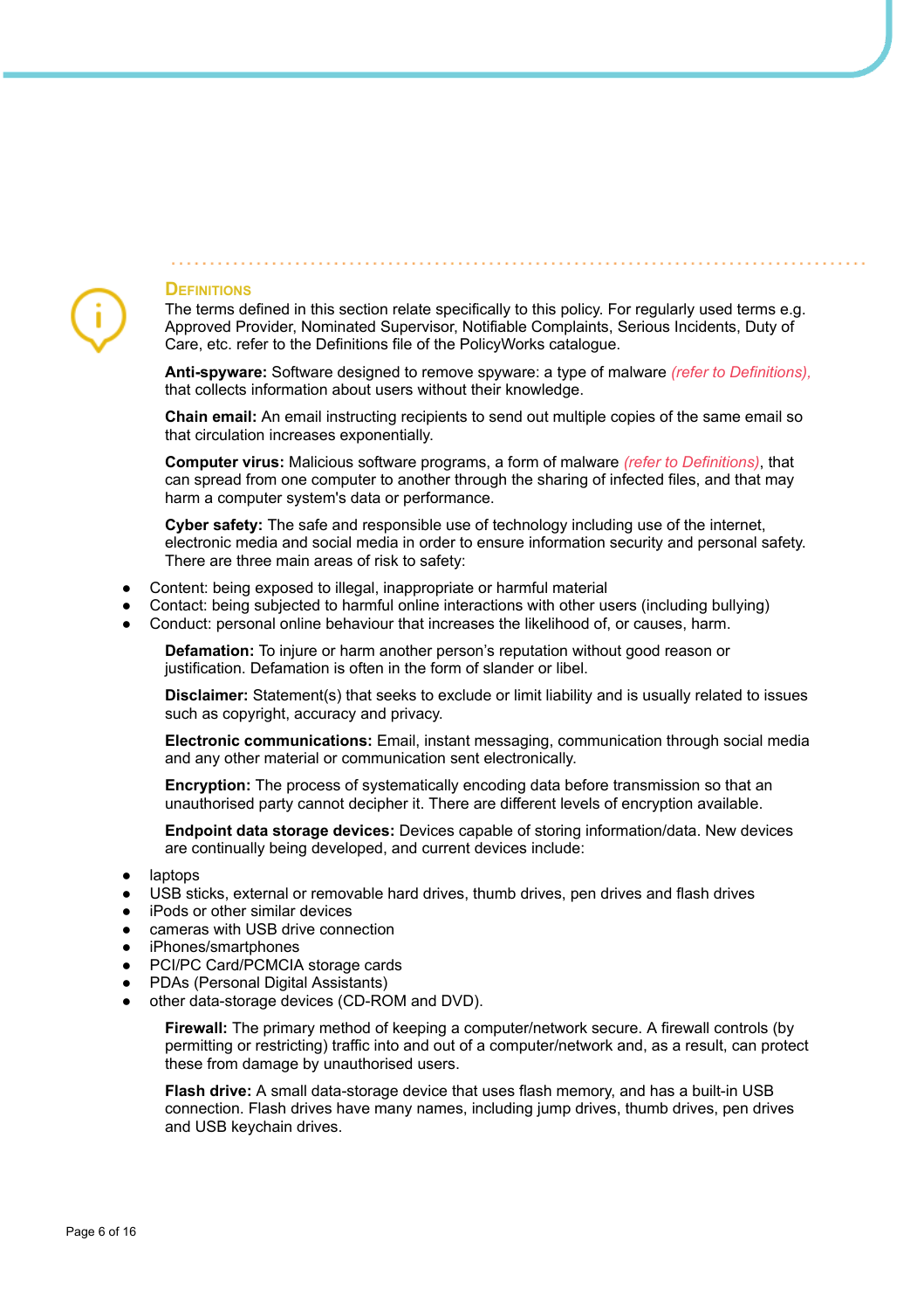## Definitions

The terms defined in this section relate specifically to this policy. For regularly used terms e.g. Approved Provider, Nominated Supervisor, Notifiable Complaints, Serious Incidents, Duty of Care, etc. refer to the Definitions file of the PolicyWorks catalogue.

**Anti-spyware:** Software designed to remove spyware: a type of malware *(refer to Definitions)*, that collects information about users without their knowledge.

**Chain email:** An email instructing recipients to send out multiple copies of the same email so that circulation increases exponentially.

**Computer virus:** Malicious software programs, a form of malware *(refer to Definitions)*, that can spread from one computer to another through the sharing of infected files, and that may harm a computer system's data or performance.

**Cyber safety:** The safe and responsible use of technology including use of the internet, electronic media and social media in order to ensure information security and personal safety. There are three main areas of risk to safety:

- Content: being exposed to illegal, inappropriate or harmful material
- Contact: being subjected to harmful online interactions with other users (including bullying)
- Conduct: personal online behaviour that increases the likelihood of, or causes, harm.

**Defamation:** To injure or harm another person's reputation without good reason or justification. Defamation is often in the form of slander or libel.

**Disclaimer:** Statement(s) that seeks to exclude or limit liability and is usually related to issues such as copyright, accuracy and privacy.

**Electronic communications:** Email, instant messaging, communication through social media and any other material or communication sent electronically.

**Encryption:** The process of systematically encoding data before transmission so that an unauthorised party cannot decipher it. There are different levels of encryption available.

**Endpoint data storage devices:** Devices capable of storing information/data. New devices are continually being developed, and current devices include:

- laptops
- USB sticks, external or removable hard drives, thumb drives, pen drives and flash drives
- iPods or other similar devices
- cameras with USB drive connection
- iPhones/smartphones
- PCI/PC Card/PCMCIA storage cards
- PDAs (Personal Digital Assistants)
- other data-storage devices (CD-ROM and DVD).

**Firewall:** The primary method of keeping a computer/network secure. A firewall controls (by permitting or restricting) traffic into and out of a computer/network and, as a result, can protect these from damage by unauthorised users.

**Flash drive:** A small data-storage device that uses flash memory, and has a built-in USB connection. Flash drives have many names, including jump drives, thumb drives, pen drives and USB keychain drives.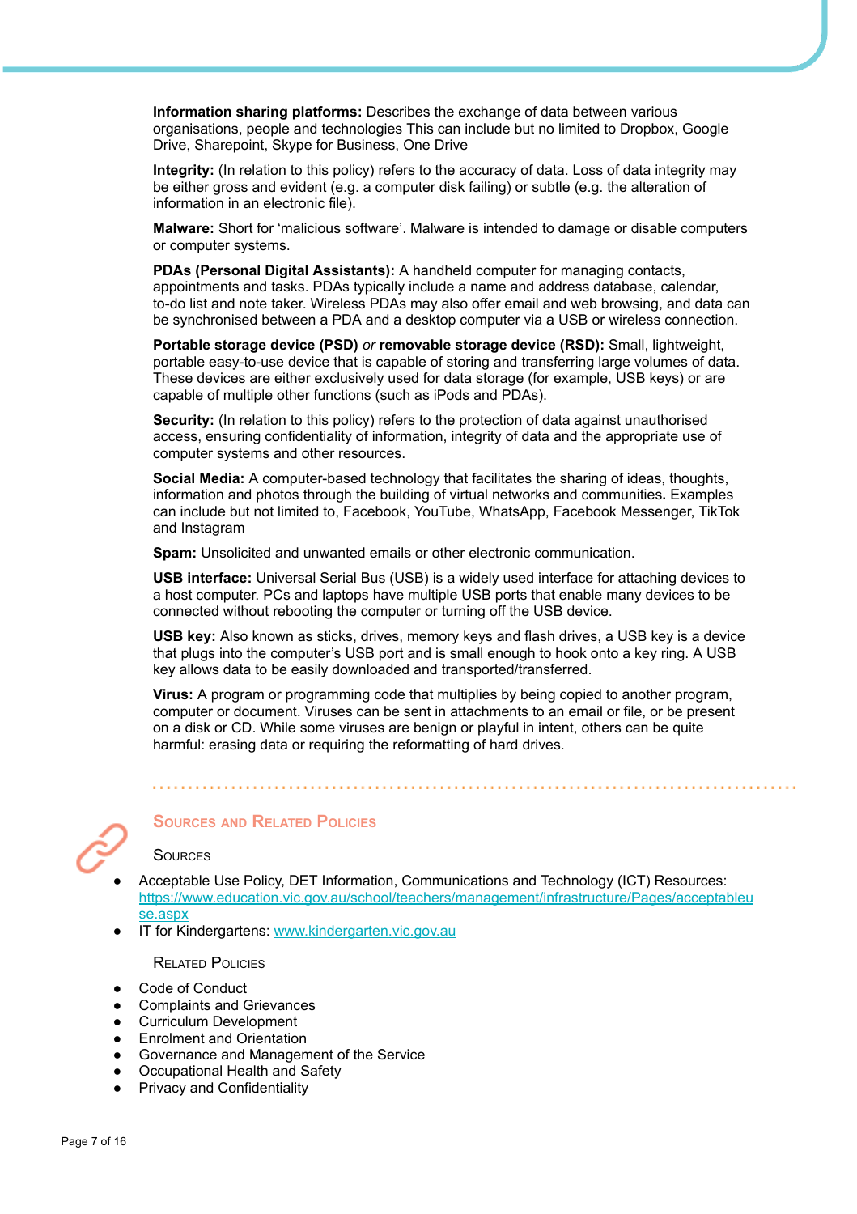**Information sharing platforms:** Describes the exchange of data between various organisations, people and technologies This can include but no limited to Dropbox, Google Drive, Sharepoint, Skype for Business, One Drive

**Integrity:** (In relation to this policy) refers to the accuracy of data. Loss of data integrity may be either gross and evident (e.g. a computer disk failing) or subtle (e.g. the alteration of information in an electronic file).

**Malware:** Short for 'malicious software'. Malware is intended to damage or disable computers or computer systems.

**PDAs (Personal Digital Assistants):** A handheld computer for managing contacts, appointments and tasks. PDAs typically include a name and address database, calendar, to-do list and note taker. Wireless PDAs may also offer email and web browsing, and data can be synchronised between a PDA and a desktop computer via a USB or wireless connection.

**Portable storage device (PSD)** *or* **removable storage device (RSD):** Small, lightweight, portable easy-to-use device that is capable of storing and transferring large volumes of data. These devices are either exclusively used for data storage (for example, USB keys) or are capable of multiple other functions (such as iPods and PDAs).

**Security:** (In relation to this policy) refers to the protection of data against unauthorised access, ensuring confidentiality of information, integrity of data and the appropriate use of computer systems and other resources.

**Social Media:** A computer-based technology that facilitates the sharing of ideas, thoughts, information and photos through the building of virtual networks and communities**.** Examples can include but not limited to, Facebook, YouTube, WhatsApp, Facebook Messenger, TikTok and Instagram

**Spam:** Unsolicited and unwanted emails or other electronic communication.

**USB interface:** Universal Serial Bus (USB) is a widely used interface for attaching devices to a host computer. PCs and laptops have multiple USB ports that enable many devices to be connected without rebooting the computer or turning off the USB device.

**USB key:** Also known as sticks, drives, memory keys and flash drives, a USB key is a device that plugs into the computer's USB port and is small enough to hook onto a key ring. A USB key allows data to be easily downloaded and transported/transferred.

**Virus:** A program or programming code that multiplies by being copied to another program, computer or document. Viruses can be sent in attachments to an email or file, or be present on a disk or CD. While some viruses are benign or playful in intent, others can be quite harmful: erasing data or requiring the reformatting of hard drives.

## Sources and Related Policies

### Sources

- Acceptable Use Policy, DET Information, Communications and Technology (ICT) Resources: https://www.education.vic.gov.au/school/teachers/management/infrastructure/Pages/acceptableuse.aspx
- IT for Kindergartens: www.kindergarten.vic.gov.au

### Related Policies

- Code of Conduct
- Complaints and Grievances
- Curriculum Development
- Enrolment and Orientation
- Governance and Management of the Service
- Occupational Health and Safety
- Privacy and Confidentiality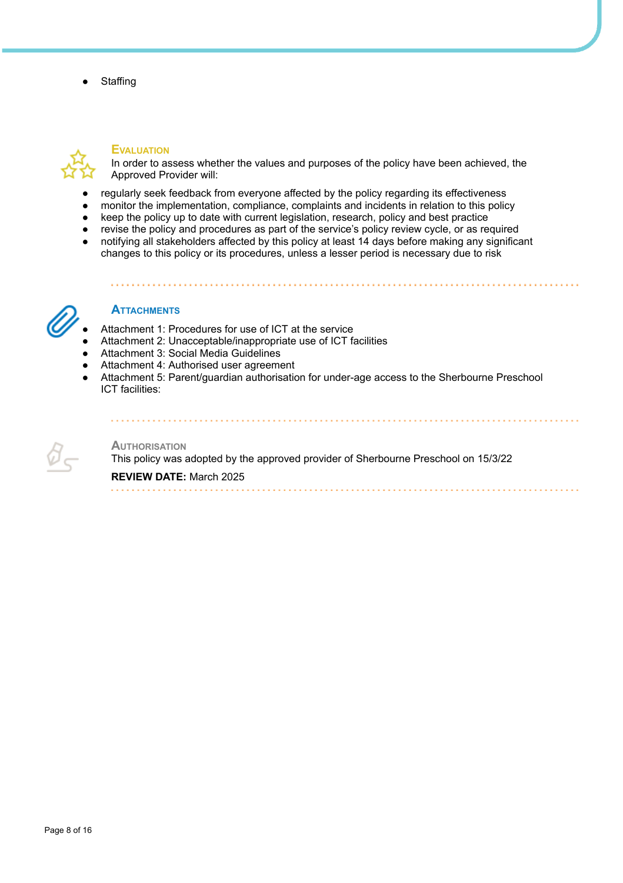- Staffing

## Evaluation

In order to assess whether the values and purposes of the policy have been achieved, the Approved Provider will:

- regularly seek feedback from everyone affected by the policy regarding its effectiveness
- monitor the implementation, compliance, complaints and incidents in relation to this policy
- keep the policy up to date with current legislation, research, policy and best practice
- revise the policy and procedures as part of the service's policy review cycle, or as required
- notifying all stakeholders affected by this policy at least 14 days before making any significant changes to this policy or its procedures, unless a lesser period is necessary due to risk

## Attachments

- Attachment 1: Procedures for use of ICT at the service
- Attachment 2: Unacceptable/inappropriate use of ICT facilities
- Attachment 3: Social Media Guidelines
- Attachment 4: Authorised user agreement
- Attachment 5: Parent/guardian authorisation for under-age access to the Sherbourne Preschool ICT facilities:

## Authorisation

This policy was adopted by the approved provider of Sherbourne Preschool on 15/3/22

**REVIEW DATE:** March 2025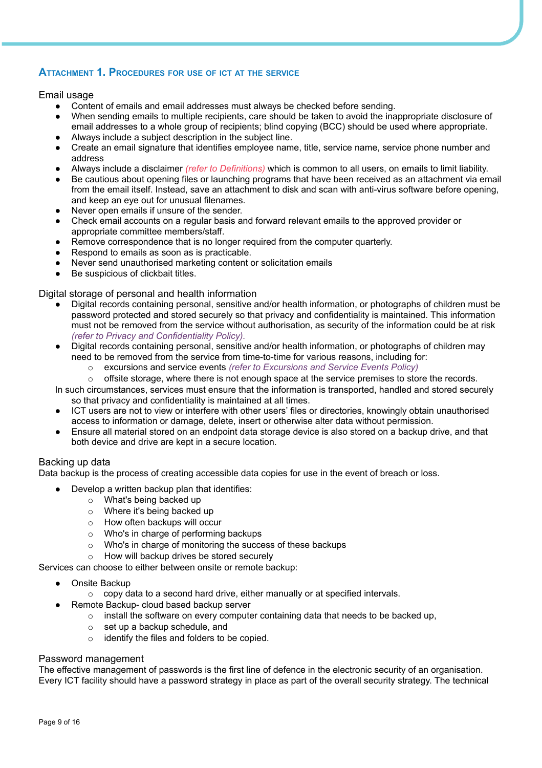## Attachment 1. Procedures for use of ICT at the service

### Email usage

- Content of emails and email addresses must always be checked before sending.
- When sending emails to multiple recipients, care should be taken to avoid the inappropriate disclosure of email addresses to a whole group of recipients; blind copying (BCC) should be used where appropriate.
- Always include a subject description in the subject line.
- Create an email signature that identifies employee name, title, service name, service phone number and address
- Always include a disclaimer *(refer to Definitions)* which is common to all users, on emails to limit liability.
- Be cautious about opening files or launching programs that have been received as an attachment via email from the email itself. Instead, save an attachment to disk and scan with anti-virus software before opening, and keep an eye out for unusual filenames.
- Never open emails if unsure of the sender.
- Check email accounts on a regular basis and forward relevant emails to the approved provider or appropriate committee members/staff.
- Remove correspondence that is no longer required from the computer quarterly.
- Respond to emails as soon as is practicable.
- Never send unauthorised marketing content or solicitation emails
- Be suspicious of clickbait titles.

### Digital storage of personal and health information

- Digital records containing personal, sensitive and/or health information, or photographs of children must be password protected and stored securely so that privacy and confidentiality is maintained. This information must not be removed from the service without authorisation, as security of the information could be at risk *(refer to Privacy and Confidentiality Policy).*
- Digital records containing personal, sensitive and/or health information, or photographs of children may need to be removed from the service from time-to-time for various reasons, including for:
  - excursions and service events *(refer to Excursions and Service Events Policy)*
  - offsite storage, where there is not enough space at the service premises to store the records.

  In such circumstances, services must ensure that the information is transported, handled and stored securely so that privacy and confidentiality is maintained at all times.
- ICT users are not to view or interfere with other users' files or directories, knowingly obtain unauthorised access to information or damage, delete, insert or otherwise alter data without permission.
- Ensure all material stored on an endpoint data storage device is also stored on a backup drive, and that both device and drive are kept in a secure location.

### Backing up data

Data backup is the process of creating accessible data copies for use in the event of breach or loss.

- Develop a written backup plan that identifies:
  - What's being backed up
  - Where it's being backed up
  - How often backups will occur
  - Who's in charge of performing backups
  - Who's in charge of monitoring the success of these backups
  - How will backup drives be stored securely

Services can choose to either between onsite or remote backup:

- Onsite Backup
  - copy data to a second hard drive, either manually or at specified intervals.
- Remote Backup- cloud based backup server
  - install the software on every computer containing data that needs to be backed up,
  - set up a backup schedule, and
  - identify the files and folders to be copied.

### Password management

The effective management of passwords is the first line of defence in the electronic security of an organisation. Every ICT facility should have a password strategy in place as part of the overall security strategy. The technical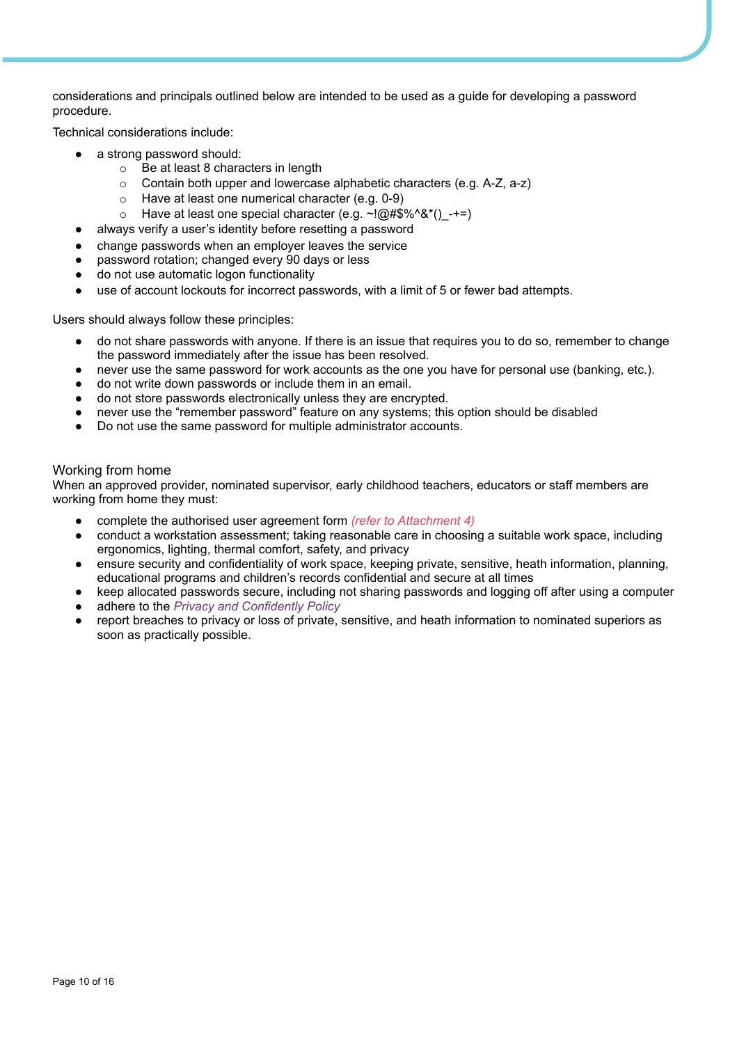considerations and principals outlined below are intended to be used as a guide for developing a password procedure.

Technical considerations include:

- a strong password should:
  - Be at least 8 characters in length
  - Contain both upper and lowercase alphabetic characters (e.g. A-Z, a-z)
  - Have at least one numerical character (e.g. 0-9)
  - Have at least one special character (e.g. ~!@#$%^&*()_-+=)
- always verify a user's identity before resetting a password
- change passwords when an employer leaves the service
- password rotation; changed every 90 days or less
- do not use automatic logon functionality
- use of account lockouts for incorrect passwords, with a limit of 5 or fewer bad attempts.

Users should always follow these principles:

- do not share passwords with anyone. If there is an issue that requires you to do so, remember to change the password immediately after the issue has been resolved.
- never use the same password for work accounts as the one you have for personal use (banking, etc.).
- do not write down passwords or include them in an email.
- do not store passwords electronically unless they are encrypted.
- never use the "remember password" feature on any systems; this option should be disabled
- Do not use the same password for multiple administrator accounts.

## Working from home

When an approved provider, nominated supervisor, early childhood teachers, educators or staff members are working from home they must:

- complete the authorised user agreement form *(refer to Attachment 4)*
- conduct a workstation assessment; taking reasonable care in choosing a suitable work space, including ergonomics, lighting, thermal comfort, safety, and privacy
- ensure security and confidentiality of work space, keeping private, sensitive, heath information, planning, educational programs and children's records confidential and secure at all times
- keep allocated passwords secure, including not sharing passwords and logging off after using a computer
- adhere to the *Privacy and Confidently Policy*
- report breaches to privacy or loss of private, sensitive, and heath information to nominated superiors as soon as practically possible.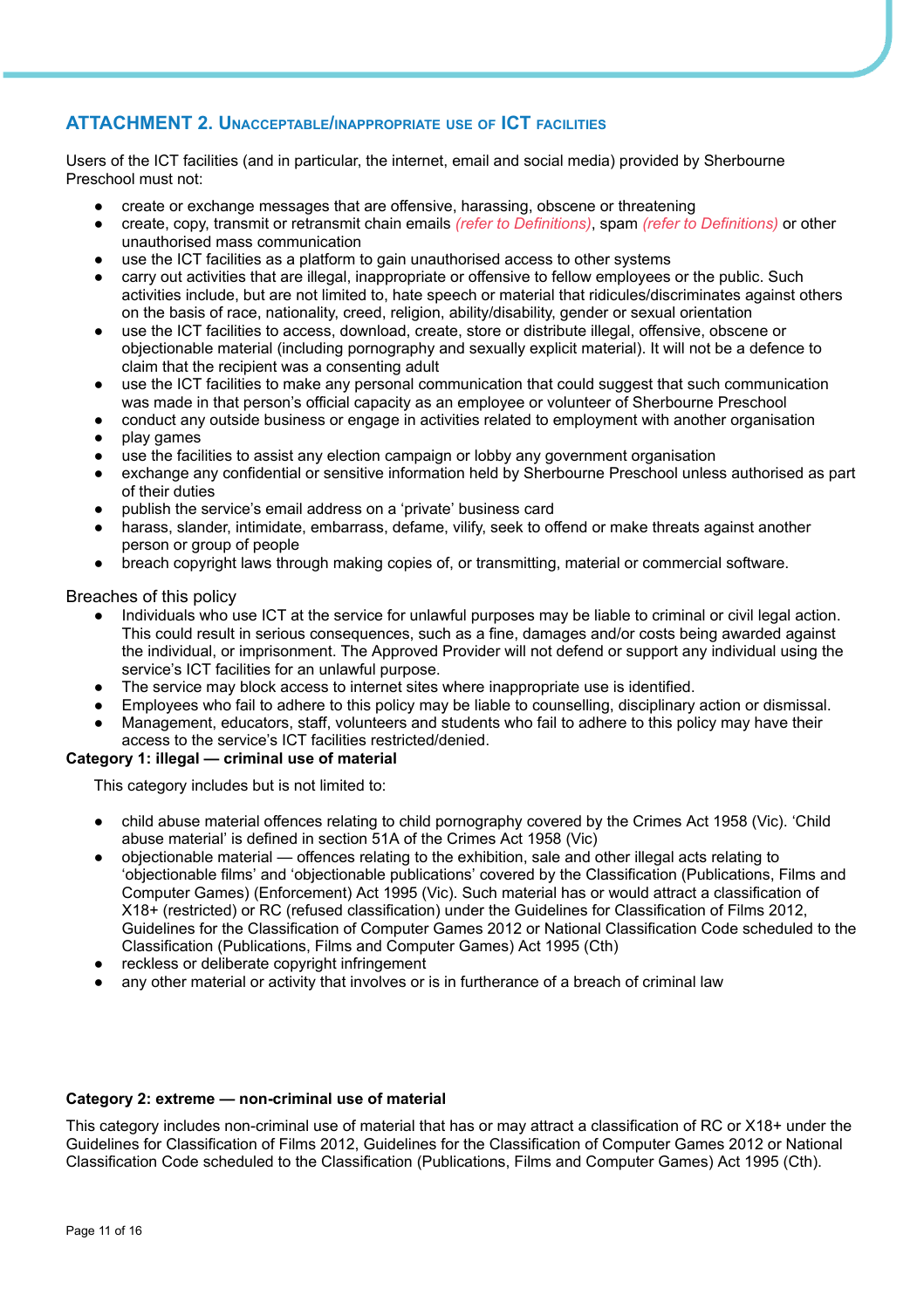## ATTACHMENT 2. UNACCEPTABLE/INAPPROPRIATE USE OF ICT FACILITIES

Users of the ICT facilities (and in particular, the internet, email and social media) provided by Sherbourne Preschool must not:

- create or exchange messages that are offensive, harassing, obscene or threatening
- create, copy, transmit or retransmit chain emails *(refer to Definitions)*, spam *(refer to Definitions)* or other unauthorised mass communication
- use the ICT facilities as a platform to gain unauthorised access to other systems
- carry out activities that are illegal, inappropriate or offensive to fellow employees or the public. Such activities include, but are not limited to, hate speech or material that ridicules/discriminates against others on the basis of race, nationality, creed, religion, ability/disability, gender or sexual orientation
- use the ICT facilities to access, download, create, store or distribute illegal, offensive, obscene or objectionable material (including pornography and sexually explicit material). It will not be a defence to claim that the recipient was a consenting adult
- use the ICT facilities to make any personal communication that could suggest that such communication was made in that person's official capacity as an employee or volunteer of Sherbourne Preschool
- conduct any outside business or engage in activities related to employment with another organisation
- play games
- use the facilities to assist any election campaign or lobby any government organisation
- exchange any confidential or sensitive information held by Sherbourne Preschool unless authorised as part of their duties
- publish the service's email address on a 'private' business card
- harass, slander, intimidate, embarrass, defame, vilify, seek to offend or make threats against another person or group of people
- breach copyright laws through making copies of, or transmitting, material or commercial software.

Breaches of this policy

- Individuals who use ICT at the service for unlawful purposes may be liable to criminal or civil legal action. This could result in serious consequences, such as a fine, damages and/or costs being awarded against the individual, or imprisonment. The Approved Provider will not defend or support any individual using the service's ICT facilities for an unlawful purpose.
- The service may block access to internet sites where inappropriate use is identified.
- Employees who fail to adhere to this policy may be liable to counselling, disciplinary action or dismissal.
- Management, educators, staff, volunteers and students who fail to adhere to this policy may have their access to the service's ICT facilities restricted/denied.

**Category 1: illegal — criminal use of material**

This category includes but is not limited to:

- child abuse material offences relating to child pornography covered by the Crimes Act 1958 (Vic). 'Child abuse material' is defined in section 51A of the Crimes Act 1958 (Vic)
- objectionable material — offences relating to the exhibition, sale and other illegal acts relating to 'objectionable films' and 'objectionable publications' covered by the Classification (Publications, Films and Computer Games) (Enforcement) Act 1995 (Vic). Such material has or would attract a classification of X18+ (restricted) or RC (refused classification) under the Guidelines for Classification of Films 2012, Guidelines for the Classification of Computer Games 2012 or National Classification Code scheduled to the Classification (Publications, Films and Computer Games) Act 1995 (Cth)
- reckless or deliberate copyright infringement
- any other material or activity that involves or is in furtherance of a breach of criminal law

**Category 2: extreme — non-criminal use of material**

This category includes non-criminal use of material that has or may attract a classification of RC or X18+ under the Guidelines for Classification of Films 2012, Guidelines for the Classification of Computer Games 2012 or National Classification Code scheduled to the Classification (Publications, Films and Computer Games) Act 1995 (Cth).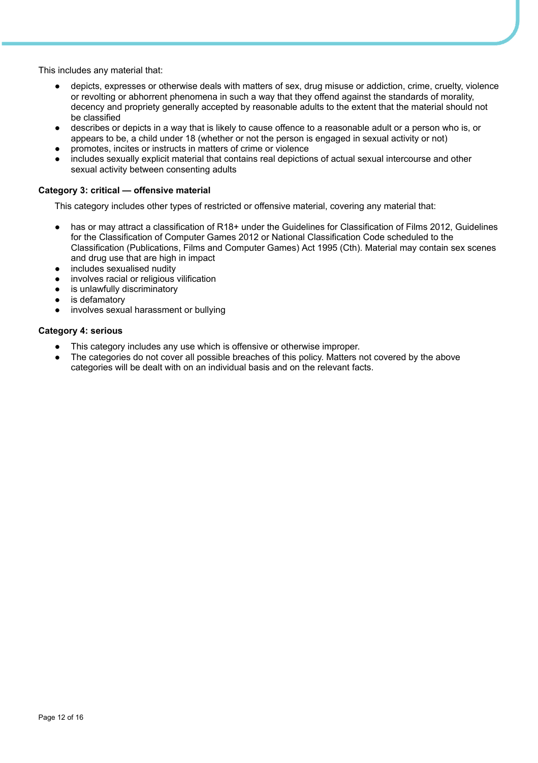This includes any material that:

- depicts, expresses or otherwise deals with matters of sex, drug misuse or addiction, crime, cruelty, violence or revolting or abhorrent phenomena in such a way that they offend against the standards of morality, decency and propriety generally accepted by reasonable adults to the extent that the material should not be classified
- describes or depicts in a way that is likely to cause offence to a reasonable adult or a person who is, or appears to be, a child under 18 (whether or not the person is engaged in sexual activity or not)
- promotes, incites or instructs in matters of crime or violence
- includes sexually explicit material that contains real depictions of actual sexual intercourse and other sexual activity between consenting adults

**Category 3: critical — offensive material**

This category includes other types of restricted or offensive material, covering any material that:

- has or may attract a classification of R18+ under the Guidelines for Classification of Films 2012, Guidelines for the Classification of Computer Games 2012 or National Classification Code scheduled to the Classification (Publications, Films and Computer Games) Act 1995 (Cth). Material may contain sex scenes and drug use that are high in impact
- includes sexualised nudity
- involves racial or religious vilification
- is unlawfully discriminatory
- is defamatory
- involves sexual harassment or bullying

**Category 4: serious**

- This category includes any use which is offensive or otherwise improper.
- The categories do not cover all possible breaches of this policy. Matters not covered by the above categories will be dealt with on an individual basis and on the relevant facts.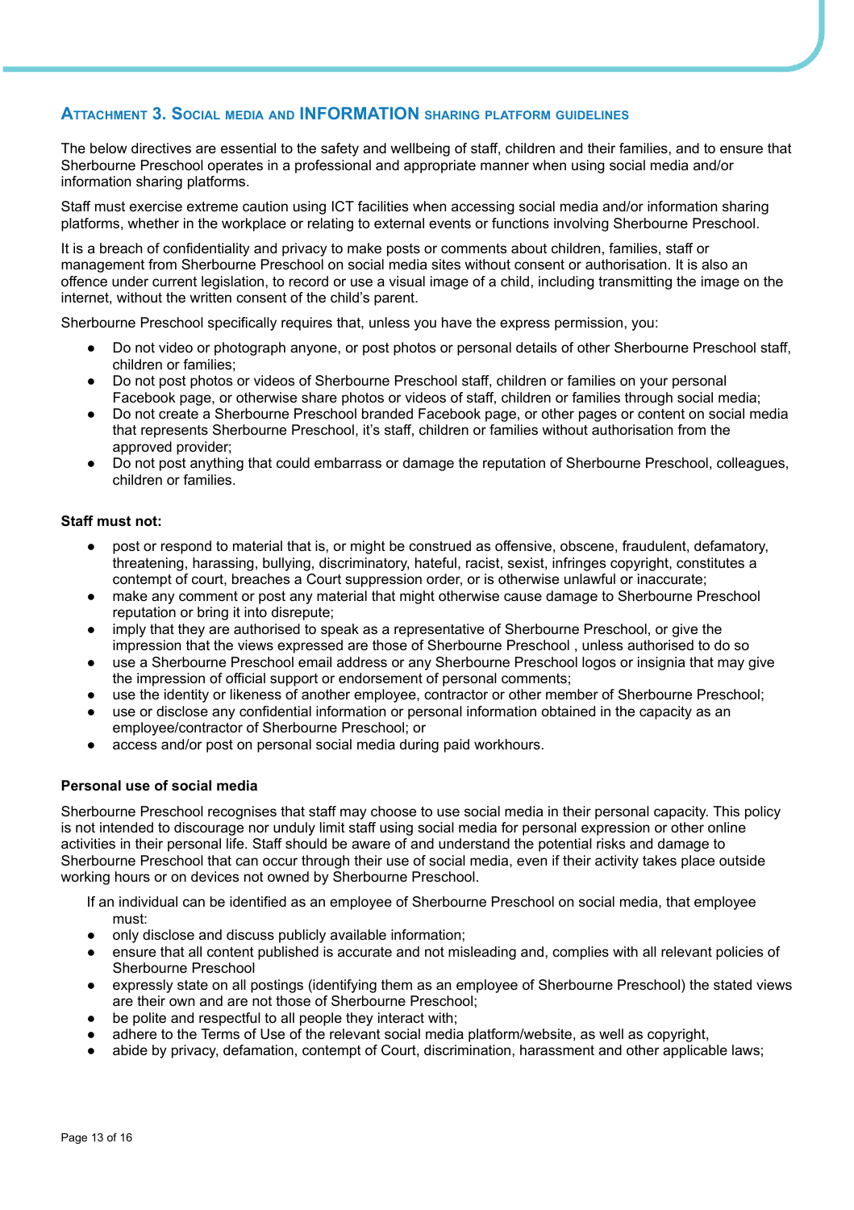## Attachment 3. Social media and INFORMATION sharing platform guidelines

The below directives are essential to the safety and wellbeing of staff, children and their families, and to ensure that Sherbourne Preschool operates in a professional and appropriate manner when using social media and/or information sharing platforms.

Staff must exercise extreme caution using ICT facilities when accessing social media and/or information sharing platforms, whether in the workplace or relating to external events or functions involving Sherbourne Preschool.

It is a breach of confidentiality and privacy to make posts or comments about children, families, staff or management from Sherbourne Preschool on social media sites without consent or authorisation. It is also an offence under current legislation, to record or use a visual image of a child, including transmitting the image on the internet, without the written consent of the child's parent.

Sherbourne Preschool specifically requires that, unless you have the express permission, you:

- Do not video or photograph anyone, or post photos or personal details of other Sherbourne Preschool staff, children or families;
- Do not post photos or videos of Sherbourne Preschool staff, children or families on your personal Facebook page, or otherwise share photos or videos of staff, children or families through social media;
- Do not create a Sherbourne Preschool branded Facebook page, or other pages or content on social media that represents Sherbourne Preschool, it's staff, children or families without authorisation from the approved provider;
- Do not post anything that could embarrass or damage the reputation of Sherbourne Preschool, colleagues, children or families.

**Staff must not:**

- post or respond to material that is, or might be construed as offensive, obscene, fraudulent, defamatory, threatening, harassing, bullying, discriminatory, hateful, racist, sexist, infringes copyright, constitutes a contempt of court, breaches a Court suppression order, or is otherwise unlawful or inaccurate;
- make any comment or post any material that might otherwise cause damage to Sherbourne Preschool reputation or bring it into disrepute;
- imply that they are authorised to speak as a representative of Sherbourne Preschool, or give the impression that the views expressed are those of Sherbourne Preschool , unless authorised to do so
- use a Sherbourne Preschool email address or any Sherbourne Preschool logos or insignia that may give the impression of official support or endorsement of personal comments;
- use the identity or likeness of another employee, contractor or other member of Sherbourne Preschool;
- use or disclose any confidential information or personal information obtained in the capacity as an employee/contractor of Sherbourne Preschool; or
- access and/or post on personal social media during paid workhours.

**Personal use of social media**

Sherbourne Preschool recognises that staff may choose to use social media in their personal capacity. This policy is not intended to discourage nor unduly limit staff using social media for personal expression or other online activities in their personal life. Staff should be aware of and understand the potential risks and damage to Sherbourne Preschool that can occur through their use of social media, even if their activity takes place outside working hours or on devices not owned by Sherbourne Preschool.

If an individual can be identified as an employee of Sherbourne Preschool on social media, that employee must:

- only disclose and discuss publicly available information;
- ensure that all content published is accurate and not misleading and, complies with all relevant policies of Sherbourne Preschool
- expressly state on all postings (identifying them as an employee of Sherbourne Preschool) the stated views are their own and are not those of Sherbourne Preschool;
- be polite and respectful to all people they interact with;
- adhere to the Terms of Use of the relevant social media platform/website, as well as copyright,
- abide by privacy, defamation, contempt of Court, discrimination, harassment and other applicable laws;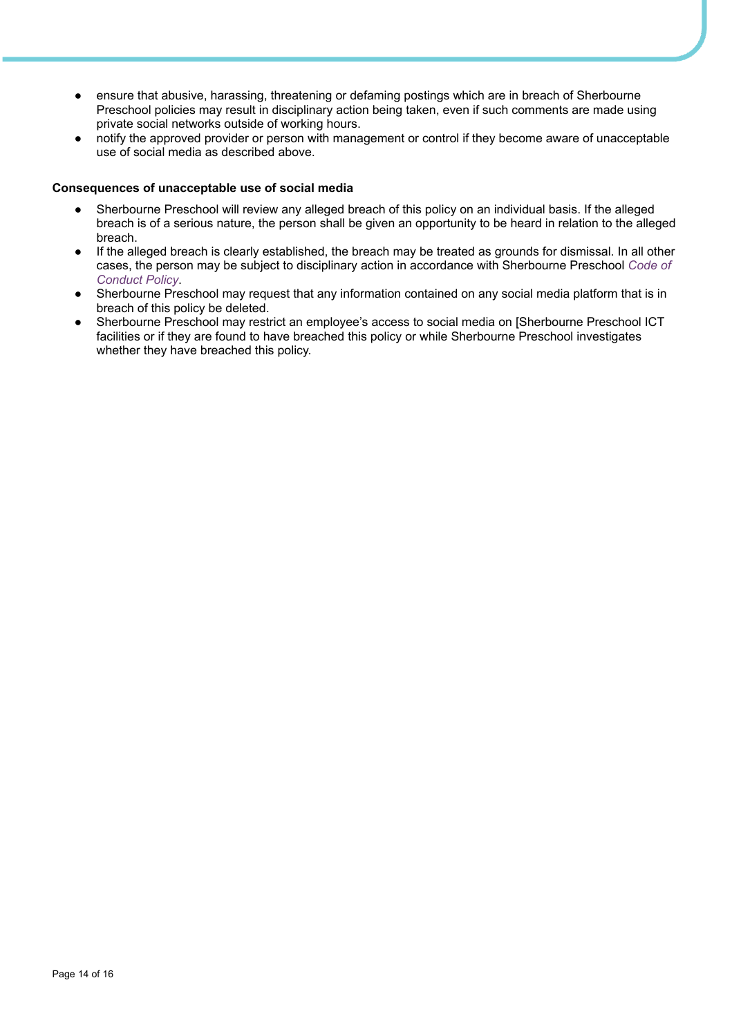- ensure that abusive, harassing, threatening or defaming postings which are in breach of Sherbourne Preschool policies may result in disciplinary action being taken, even if such comments are made using private social networks outside of working hours.
- notify the approved provider or person with management or control if they become aware of unacceptable use of social media as described above.

**Consequences of unacceptable use of social media**

- Sherbourne Preschool will review any alleged breach of this policy on an individual basis. If the alleged breach is of a serious nature, the person shall be given an opportunity to be heard in relation to the alleged breach.
- If the alleged breach is clearly established, the breach may be treated as grounds for dismissal. In all other cases, the person may be subject to disciplinary action in accordance with Sherbourne Preschool *Code of Conduct Policy*.
- Sherbourne Preschool may request that any information contained on any social media platform that is in breach of this policy be deleted.
- Sherbourne Preschool may restrict an employee's access to social media on [Sherbourne Preschool ICT facilities or if they are found to have breached this policy or while Sherbourne Preschool investigates whether they have breached this policy.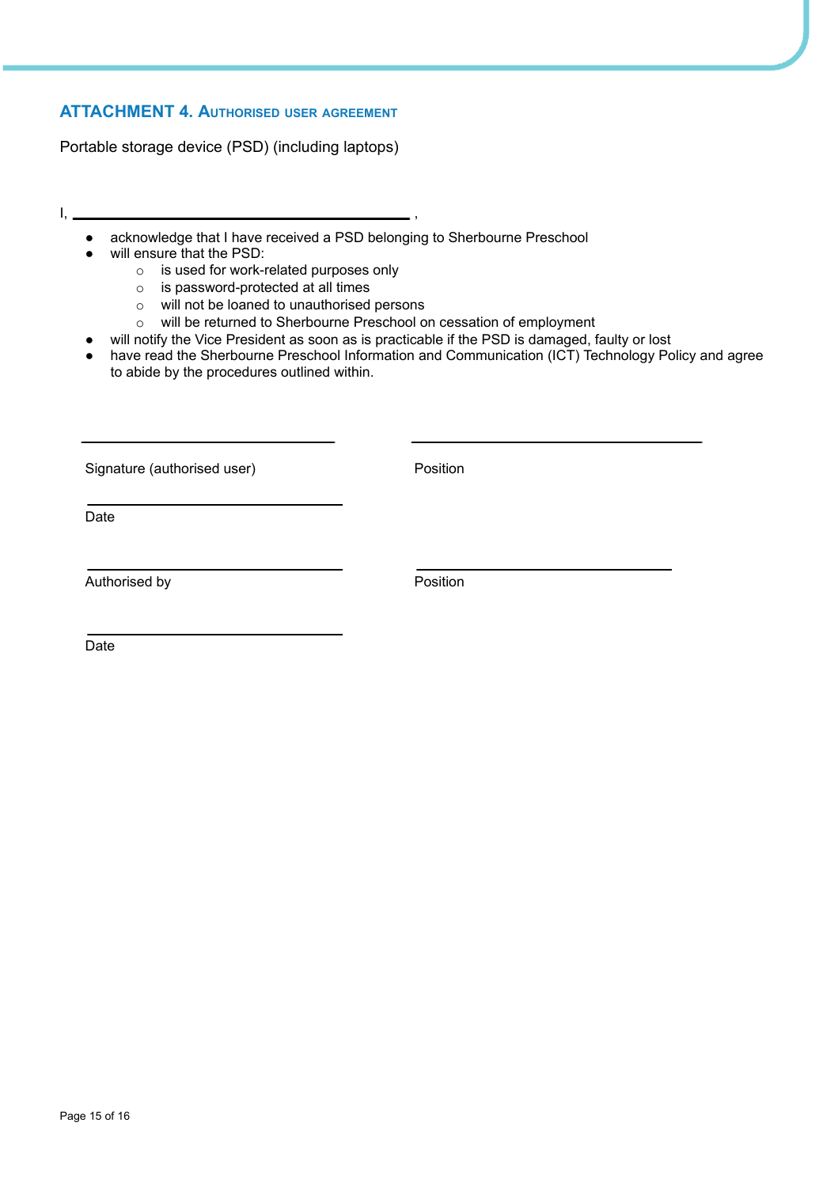## ATTACHMENT 4. Authorised user agreement

Portable storage device (PSD) (including laptops)

I, ______________________________________ ,

- acknowledge that I have received a PSD belonging to Sherbourne Preschool
- will ensure that the PSD:
  - is used for work-related purposes only
  - is password-protected at all times
  - will not be loaned to unauthorised persons
  - will be returned to Sherbourne Preschool on cessation of employment
- will notify the Vice President as soon as is practicable if the PSD is damaged, faulty or lost
- have read the Sherbourne Preschool Information and Communication (ICT) Technology Policy and agree to abide by the procedures outlined within.

______________________________ ______________________________

Signature (authorised user) Position

______________________________

Date

______________________________ ______________________________

Authorised by Position

______________________________

Date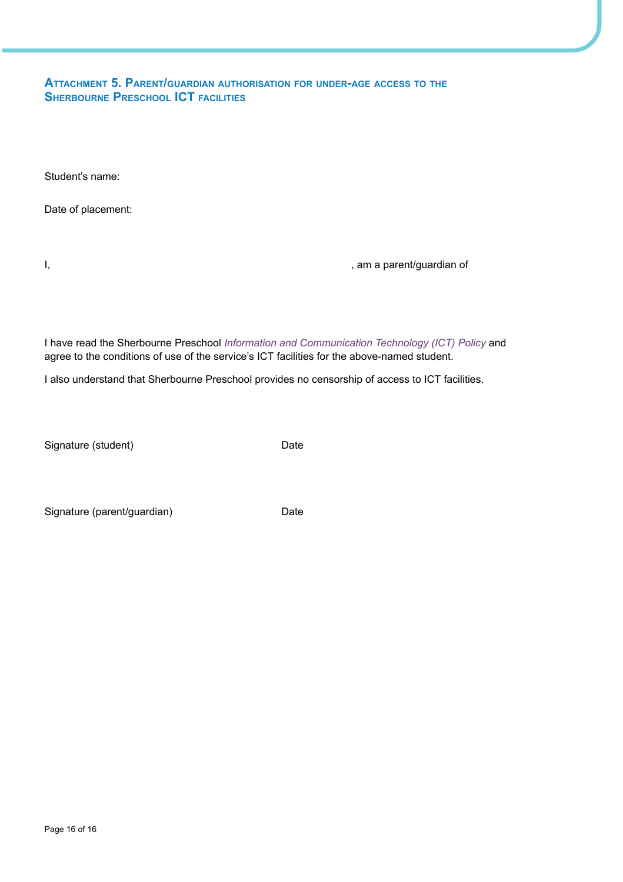## Attachment 5. Parent/guardian authorisation for under-age access to the Sherbourne Preschool ICT facilities

Student's name:

Date of placement:

I, , am a parent/guardian of

I have read the Sherbourne Preschool *Information and Communication Technology (ICT) Policy* and agree to the conditions of use of the service's ICT facilities for the above-named student.

I also understand that Sherbourne Preschool provides no censorship of access to ICT facilities.

Signature (student) Date

Signature (parent/guardian) Date